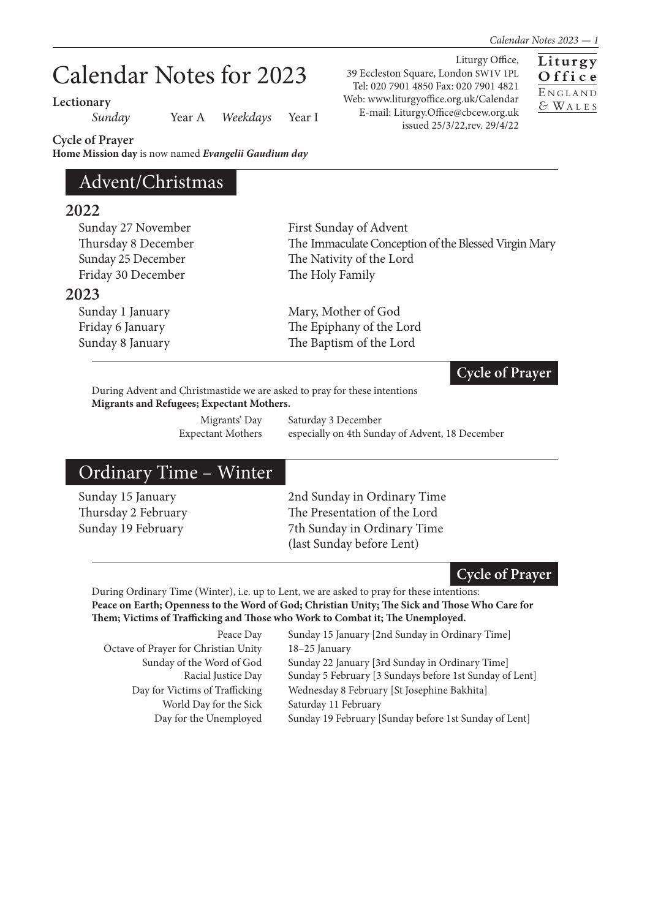# Calendar Notes for 2023

**Lectionary**

*Sunday* Year A *Weekdays* Year I

Liturgy Office,
39 Eccleston Square, London SW1V 1PL
Tel: 020 7901 4850 Fax: 020 7901 4821
Web: www.liturgyoffice.org.uk/Calendar
E-mail: Liturgy.Office@cbcew.org.uk
issued 25/3/22,rev. 29/4/22

**Liturgy Office**
England & Wales

**Cycle of Prayer**

**Home Mission day** is now named ***Evangelii Gaudium day***

## Advent/Christmas

### 2022

| | |
|---|---|
| Sunday 27 November | First Sunday of Advent |
| Thursday 8 December | The Immaculate Conception of the Blessed Virgin Mary |
| Sunday 25 December | The Nativity of the Lord |
| Friday 30 December | The Holy Family |

### 2023

| | |
|---|---|
| Sunday 1 January | Mary, Mother of God |
| Friday 6 January | The Epiphany of the Lord |
| Sunday 8 January | The Baptism of the Lord |

### Cycle of Prayer

During Advent and Christmastide we are asked to pray for these intentions
**Migrants and Refugees; Expectant Mothers.**

| | |
|---|---|
| Migrants' Day | Saturday 3 December |
| Expectant Mothers | especially on 4th Sunday of Advent, 18 December |

## Ordinary Time – Winter

| | |
|---|---|
| Sunday 15 January | 2nd Sunday in Ordinary Time |
| Thursday 2 February | The Presentation of the Lord |
| Sunday 19 February | 7th Sunday in Ordinary Time (last Sunday before Lent) |

### Cycle of Prayer

During Ordinary Time (Winter), i.e. up to Lent, we are asked to pray for these intentions:
**Peace on Earth; Openness to the Word of God; Christian Unity; The Sick and Those Who Care for Them; Victims of Trafficking and Those who Work to Combat it; The Unemployed.**

| | |
|---|---|
| Peace Day | Sunday 15 January [2nd Sunday in Ordinary Time] |
| Octave of Prayer for Christian Unity | 18–25 January |
| Sunday of the Word of God | Sunday 22 January [3rd Sunday in Ordinary Time] |
| Racial Justice Day | Sunday 5 February [3 Sundays before 1st Sunday of Lent] |
| Day for Victims of Trafficking | Wednesday 8 February [St Josephine Bakhita] |
| World Day for the Sick | Saturday 11 February |
| Day for the Unemployed | Sunday 19 February [Sunday before 1st Sunday of Lent] |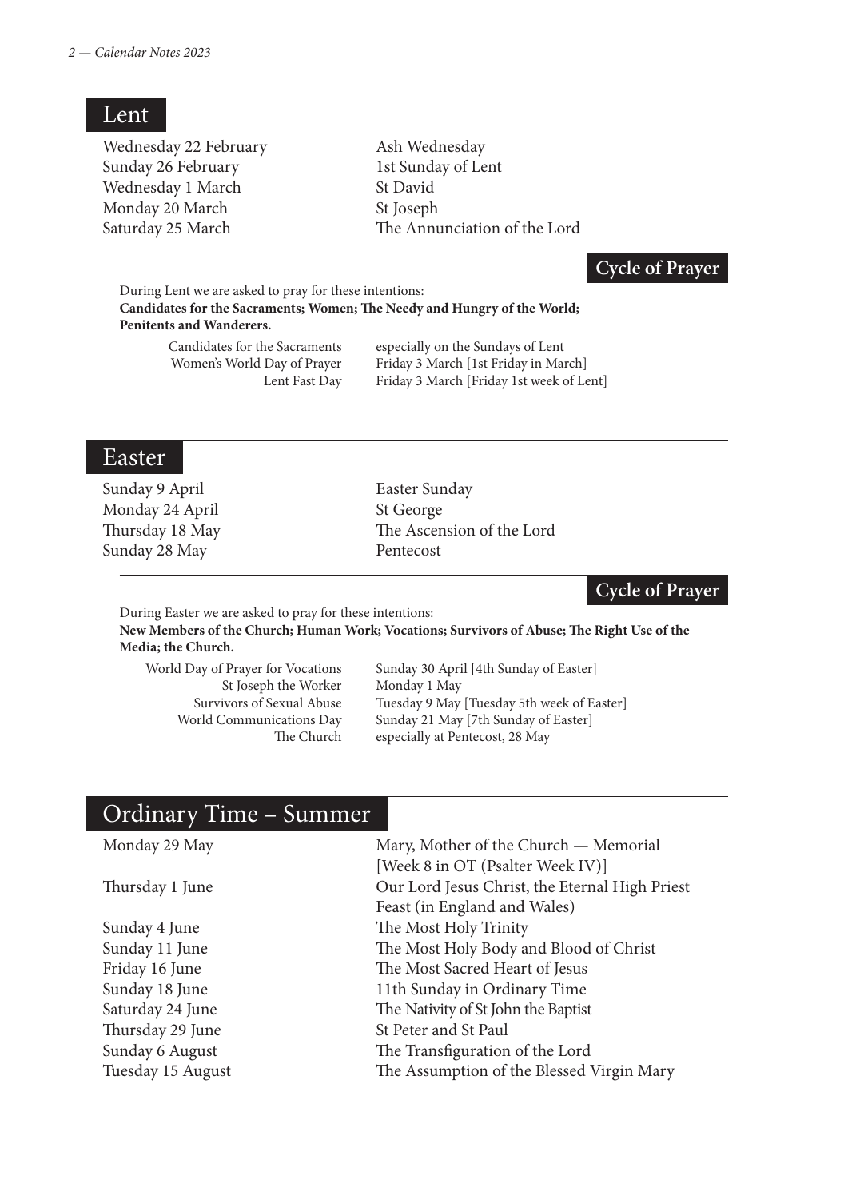## Lent

| | |
|---|---|
| Wednesday 22 February | Ash Wednesday |
| Sunday 26 February | 1st Sunday of Lent |
| Wednesday 1 March | St David |
| Monday 20 March | St Joseph |
| Saturday 25 March | The Annunciation of the Lord |

### Cycle of Prayer

During Lent we are asked to pray for these intentions:
**Candidates for the Sacraments; Women; The Needy and Hungry of the World; Penitents and Wanderers.**

| | |
|---|---|
| Candidates for the Sacraments | especially on the Sundays of Lent |
| Women's World Day of Prayer | Friday 3 March [1st Friday in March] |
| Lent Fast Day | Friday 3 March [Friday 1st week of Lent] |

## Easter

| | |
|---|---|
| Sunday 9 April | Easter Sunday |
| Monday 24 April | St George |
| Thursday 18 May | The Ascension of the Lord |
| Sunday 28 May | Pentecost |

### Cycle of Prayer

During Easter we are asked to pray for these intentions:
**New Members of the Church; Human Work; Vocations; Survivors of Abuse; The Right Use of the Media; the Church.**

| | |
|---|---|
| World Day of Prayer for Vocations | Sunday 30 April [4th Sunday of Easter] |
| St Joseph the Worker | Monday 1 May |
| Survivors of Sexual Abuse | Tuesday 9 May [Tuesday 5th week of Easter] |
| World Communications Day | Sunday 21 May [7th Sunday of Easter] |
| The Church | especially at Pentecost, 28 May |

## Ordinary Time – Summer

| | |
|---|---|
| Monday 29 May | Mary, Mother of the Church — Memorial [Week 8 in OT (Psalter Week IV)] |
| Thursday 1 June | Our Lord Jesus Christ, the Eternal High Priest Feast (in England and Wales) |
| Sunday 4 June | The Most Holy Trinity |
| Sunday 11 June | The Most Holy Body and Blood of Christ |
| Friday 16 June | The Most Sacred Heart of Jesus |
| Sunday 18 June | 11th Sunday in Ordinary Time |
| Saturday 24 June | The Nativity of St John the Baptist |
| Thursday 29 June | St Peter and St Paul |
| Sunday 6 August | The Transfiguration of the Lord |
| Tuesday 15 August | The Assumption of the Blessed Virgin Mary |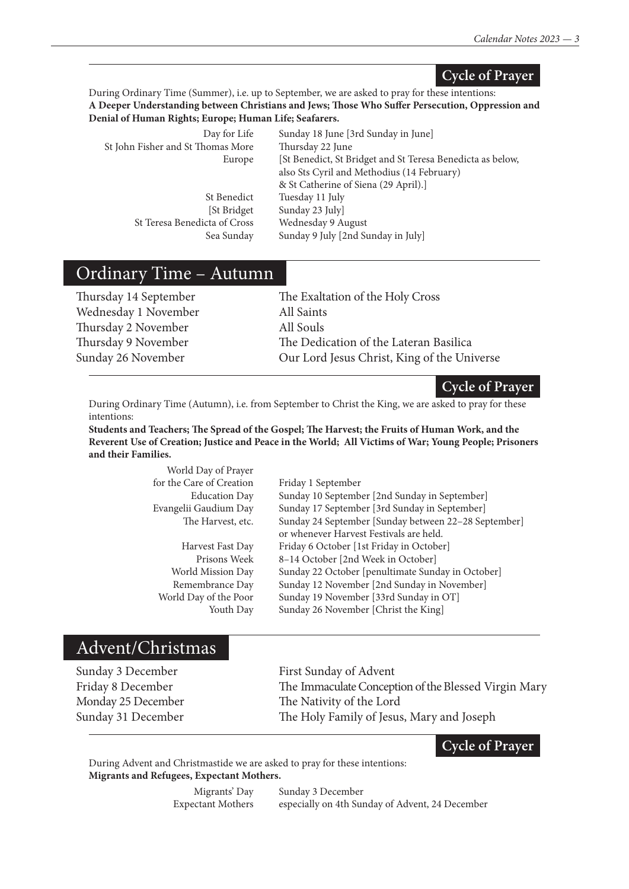### Cycle of Prayer

During Ordinary Time (Summer), i.e. up to September, we are asked to pray for these intentions:
**A Deeper Understanding between Christians and Jews; Those Who Suffer Persecution, Oppression and Denial of Human Rights; Europe; Human Life; Seafarers.**

| | |
|---|---|
| Day for Life | Sunday 18 June [3rd Sunday in June] |
| St John Fisher and St Thomas More | Thursday 22 June |
| Europe | [St Benedict, St Bridget and St Teresa Benedicta as below, also Sts Cyril and Methodius (14 February) & St Catherine of Siena (29 April).] |
| St Benedict | Tuesday 11 July |
| [St Bridget | Sunday 23 July] |
| St Teresa Benedicta of Cross | Wednesday 9 August |
| Sea Sunday | Sunday 9 July [2nd Sunday in July] |

## Ordinary Time – Autumn

| | |
|---|---|
| Thursday 14 September | The Exaltation of the Holy Cross |
| Wednesday 1 November | All Saints |
| Thursday 2 November | All Souls |
| Thursday 9 November | The Dedication of the Lateran Basilica |
| Sunday 26 November | Our Lord Jesus Christ, King of the Universe |

### Cycle of Prayer

During Ordinary Time (Autumn), i.e. from September to Christ the King, we are asked to pray for these intentions:
**Students and Teachers; The Spread of the Gospel; The Harvest; the Fruits of Human Work, and the Reverent Use of Creation; Justice and Peace in the World; All Victims of War; Young People; Prisoners and their Families.**

| | |
|---|---|
| World Day of Prayer for the Care of Creation | Friday 1 September |
| Education Day | Sunday 10 September [2nd Sunday in September] |
| Evangelii Gaudium Day | Sunday 17 September [3rd Sunday in September] |
| The Harvest, etc. | Sunday 24 September [Sunday between 22–28 September] or whenever Harvest Festivals are held. |
| Harvest Fast Day | Friday 6 October [1st Friday in October] |
| Prisons Week | 8–14 October [2nd Week in October] |
| World Mission Day | Sunday 22 October [penultimate Sunday in October] |
| Remembrance Day | Sunday 12 November [2nd Sunday in November] |
| World Day of the Poor | Sunday 19 November [33rd Sunday in OT] |
| Youth Day | Sunday 26 November [Christ the King] |

## Advent/Christmas

| | |
|---|---|
| Sunday 3 December | First Sunday of Advent |
| Friday 8 December | The Immaculate Conception of the Blessed Virgin Mary |
| Monday 25 December | The Nativity of the Lord |
| Sunday 31 December | The Holy Family of Jesus, Mary and Joseph |

### Cycle of Prayer

During Advent and Christmastide we are asked to pray for these intentions:
**Migrants and Refugees, Expectant Mothers.**

| | |
|---|---|
| Migrants' Day | Sunday 3 December |
| Expectant Mothers | especially on 4th Sunday of Advent, 24 December |